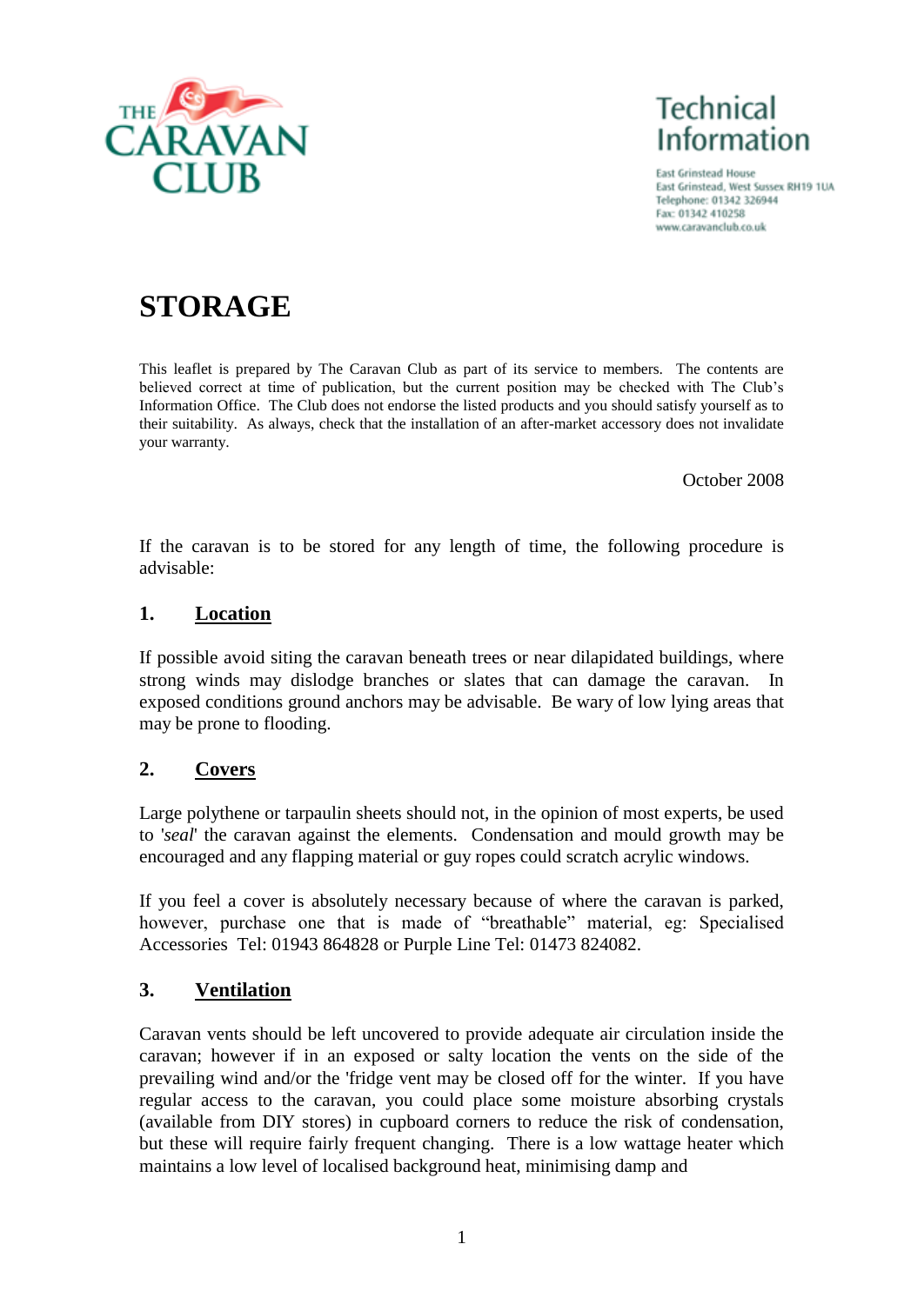THE CARAVAN CLUB

**Technical Information**

East Grinstead House
East Grinstead, West Sussex RH19 1UA
Telephone: 01342 326944
Fax: 01342 410258
www.caravanclub.co.uk

# STORAGE

This leaflet is prepared by The Caravan Club as part of its service to members. The contents are believed correct at time of publication, but the current position may be checked with The Club's Information Office. The Club does not endorse the listed products and you should satisfy yourself as to their suitability. As always, check that the installation of an after-market accessory does not invalidate your warranty.

October 2008

If the caravan is to be stored for any length of time, the following procedure is advisable:

## 1. Location

If possible avoid siting the caravan beneath trees or near dilapidated buildings, where strong winds may dislodge branches or slates that can damage the caravan. In exposed conditions ground anchors may be advisable. Be wary of low lying areas that may be prone to flooding.

## 2. Covers

Large polythene or tarpaulin sheets should not, in the opinion of most experts, be used to '*seal*' the caravan against the elements. Condensation and mould growth may be encouraged and any flapping material or guy ropes could scratch acrylic windows.

If you feel a cover is absolutely necessary because of where the caravan is parked, however, purchase one that is made of "breathable" material, eg: Specialised Accessories Tel: 01943 864828 or Purple Line Tel: 01473 824082.

## 3. Ventilation

Caravan vents should be left uncovered to provide adequate air circulation inside the caravan; however if in an exposed or salty location the vents on the side of the prevailing wind and/or the 'fridge vent may be closed off for the winter. If you have regular access to the caravan, you could place some moisture absorbing crystals (available from DIY stores) in cupboard corners to reduce the risk of condensation, but these will require fairly frequent changing. There is a low wattage heater which maintains a low level of localised background heat, minimising damp and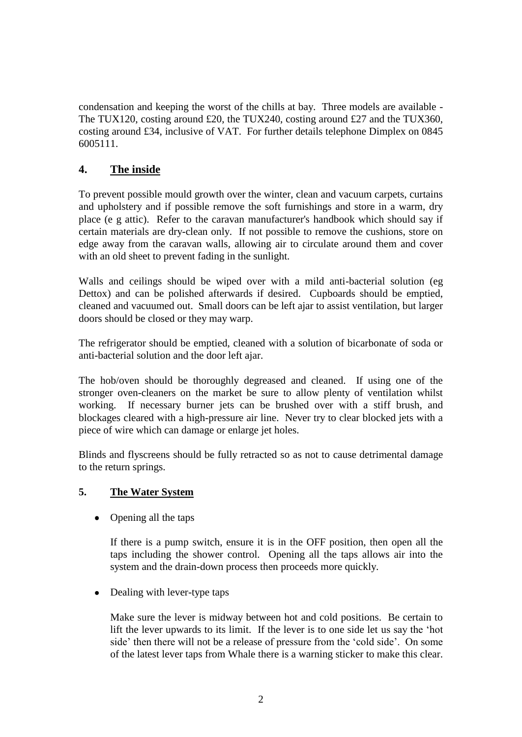condensation and keeping the worst of the chills at bay. Three models are available - The TUX120, costing around £20, the TUX240, costing around £27 and the TUX360, costing around £34, inclusive of VAT. For further details telephone Dimplex on 0845 6005111.

## 4. The inside

To prevent possible mould growth over the winter, clean and vacuum carpets, curtains and upholstery and if possible remove the soft furnishings and store in a warm, dry place (e g attic). Refer to the caravan manufacturer's handbook which should say if certain materials are dry-clean only. If not possible to remove the cushions, store on edge away from the caravan walls, allowing air to circulate around them and cover with an old sheet to prevent fading in the sunlight.

Walls and ceilings should be wiped over with a mild anti-bacterial solution (eg Dettox) and can be polished afterwards if desired. Cupboards should be emptied, cleaned and vacuumed out. Small doors can be left ajar to assist ventilation, but larger doors should be closed or they may warp.

The refrigerator should be emptied, cleaned with a solution of bicarbonate of soda or anti-bacterial solution and the door left ajar.

The hob/oven should be thoroughly degreased and cleaned. If using one of the stronger oven-cleaners on the market be sure to allow plenty of ventilation whilst working. If necessary burner jets can be brushed over with a stiff brush, and blockages cleared with a high-pressure air line. Never try to clear blocked jets with a piece of wire which can damage or enlarge jet holes.

Blinds and flyscreens should be fully retracted so as not to cause detrimental damage to the return springs.

## 5. The Water System

- Opening all the taps

  If there is a pump switch, ensure it is in the OFF position, then open all the taps including the shower control. Opening all the taps allows air into the system and the drain-down process then proceeds more quickly.

- Dealing with lever-type taps

  Make sure the lever is midway between hot and cold positions. Be certain to lift the lever upwards to its limit. If the lever is to one side let us say the 'hot side' then there will not be a release of pressure from the 'cold side'. On some of the latest lever taps from Whale there is a warning sticker to make this clear.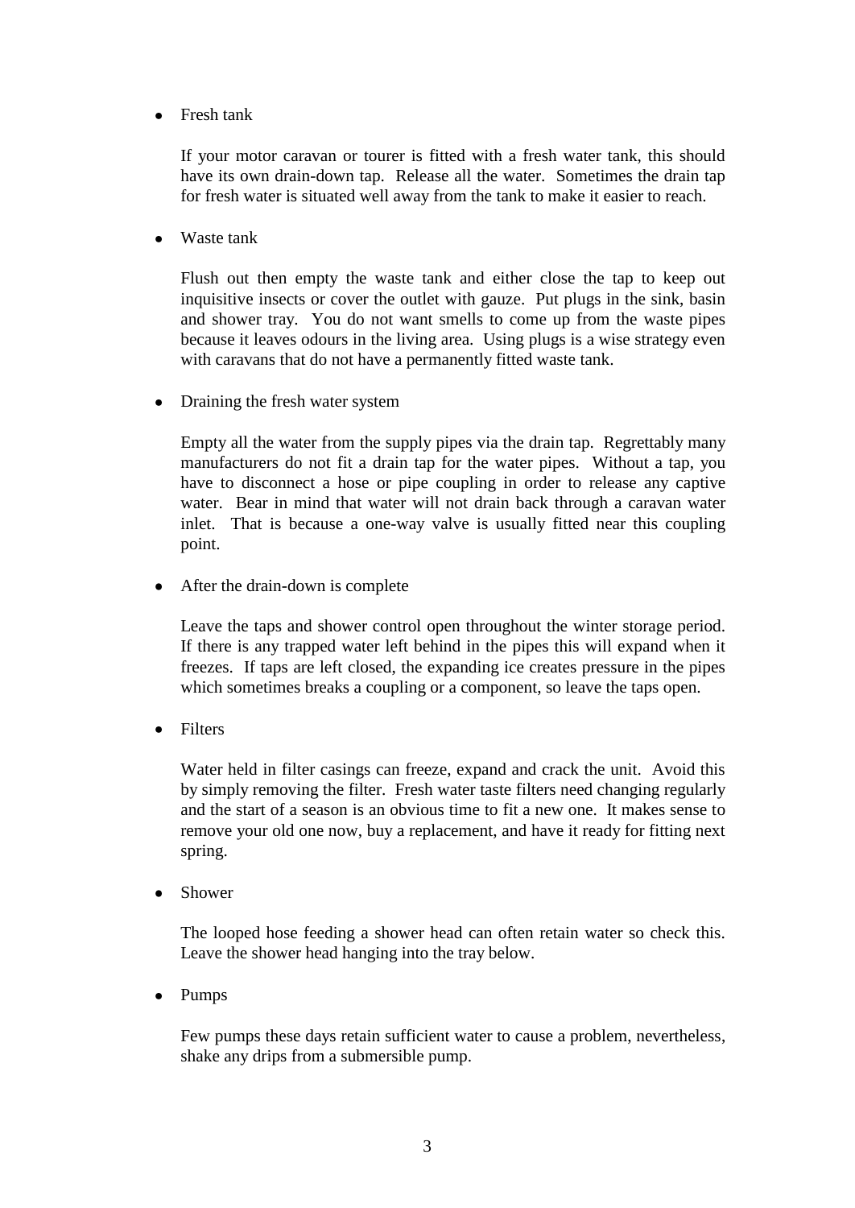- Fresh tank

  If your motor caravan or tourer is fitted with a fresh water tank, this should have its own drain-down tap. Release all the water. Sometimes the drain tap for fresh water is situated well away from the tank to make it easier to reach.

- Waste tank

  Flush out then empty the waste tank and either close the tap to keep out inquisitive insects or cover the outlet with gauze. Put plugs in the sink, basin and shower tray. You do not want smells to come up from the waste pipes because it leaves odours in the living area. Using plugs is a wise strategy even with caravans that do not have a permanently fitted waste tank.

- Draining the fresh water system

  Empty all the water from the supply pipes via the drain tap. Regrettably many manufacturers do not fit a drain tap for the water pipes. Without a tap, you have to disconnect a hose or pipe coupling in order to release any captive water. Bear in mind that water will not drain back through a caravan water inlet. That is because a one-way valve is usually fitted near this coupling point.

- After the drain-down is complete

  Leave the taps and shower control open throughout the winter storage period. If there is any trapped water left behind in the pipes this will expand when it freezes. If taps are left closed, the expanding ice creates pressure in the pipes which sometimes breaks a coupling or a component, so leave the taps open.

- Filters

  Water held in filter casings can freeze, expand and crack the unit. Avoid this by simply removing the filter. Fresh water taste filters need changing regularly and the start of a season is an obvious time to fit a new one. It makes sense to remove your old one now, buy a replacement, and have it ready for fitting next spring.

- Shower

  The looped hose feeding a shower head can often retain water so check this. Leave the shower head hanging into the tray below.

- Pumps

  Few pumps these days retain sufficient water to cause a problem, nevertheless, shake any drips from a submersible pump.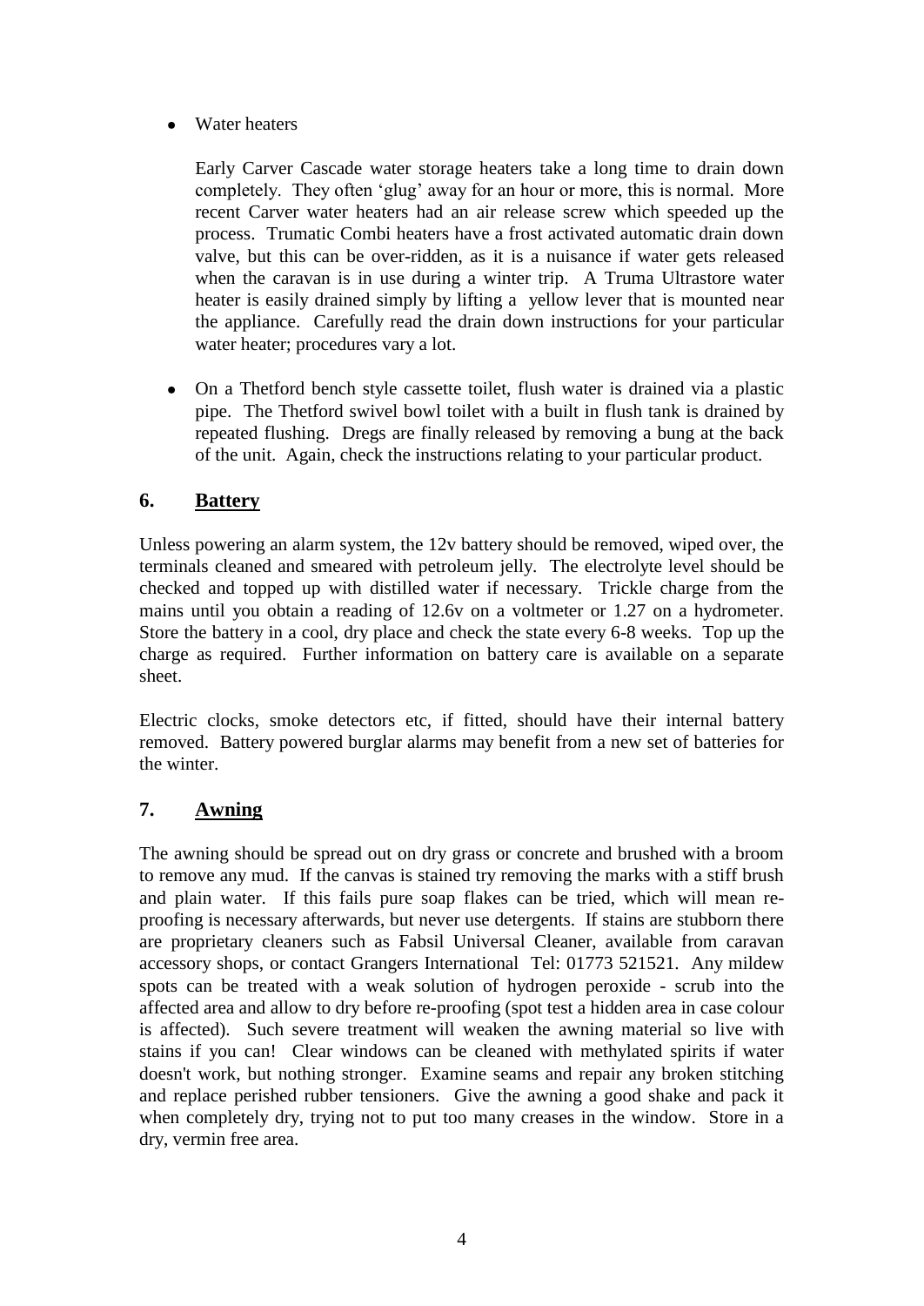- Water heaters

  Early Carver Cascade water storage heaters take a long time to drain down completely. They often 'glug' away for an hour or more, this is normal. More recent Carver water heaters had an air release screw which speeded up the process. Trumatic Combi heaters have a frost activated automatic drain down valve, but this can be over-ridden, as it is a nuisance if water gets released when the caravan is in use during a winter trip. A Truma Ultrastore water heater is easily drained simply by lifting a yellow lever that is mounted near the appliance. Carefully read the drain down instructions for your particular water heater; procedures vary a lot.

- On a Thetford bench style cassette toilet, flush water is drained via a plastic pipe. The Thetford swivel bowl toilet with a built in flush tank is drained by repeated flushing. Dregs are finally released by removing a bung at the back of the unit. Again, check the instructions relating to your particular product.

## 6. <u>Battery</u>

Unless powering an alarm system, the 12v battery should be removed, wiped over, the terminals cleaned and smeared with petroleum jelly. The electrolyte level should be checked and topped up with distilled water if necessary. Trickle charge from the mains until you obtain a reading of 12.6v on a voltmeter or 1.27 on a hydrometer. Store the battery in a cool, dry place and check the state every 6-8 weeks. Top up the charge as required. Further information on battery care is available on a separate sheet.

Electric clocks, smoke detectors etc, if fitted, should have their internal battery removed. Battery powered burglar alarms may benefit from a new set of batteries for the winter.

## 7. <u>Awning</u>

The awning should be spread out on dry grass or concrete and brushed with a broom to remove any mud. If the canvas is stained try removing the marks with a stiff brush and plain water. If this fails pure soap flakes can be tried, which will mean re-proofing is necessary afterwards, but never use detergents. If stains are stubborn there are proprietary cleaners such as Fabsil Universal Cleaner, available from caravan accessory shops, or contact Grangers International Tel: 01773 521521. Any mildew spots can be treated with a weak solution of hydrogen peroxide - scrub into the affected area and allow to dry before re-proofing (spot test a hidden area in case colour is affected). Such severe treatment will weaken the awning material so live with stains if you can! Clear windows can be cleaned with methylated spirits if water doesn't work, but nothing stronger. Examine seams and repair any broken stitching and replace perished rubber tensioners. Give the awning a good shake and pack it when completely dry, trying not to put too many creases in the window. Store in a dry, vermin free area.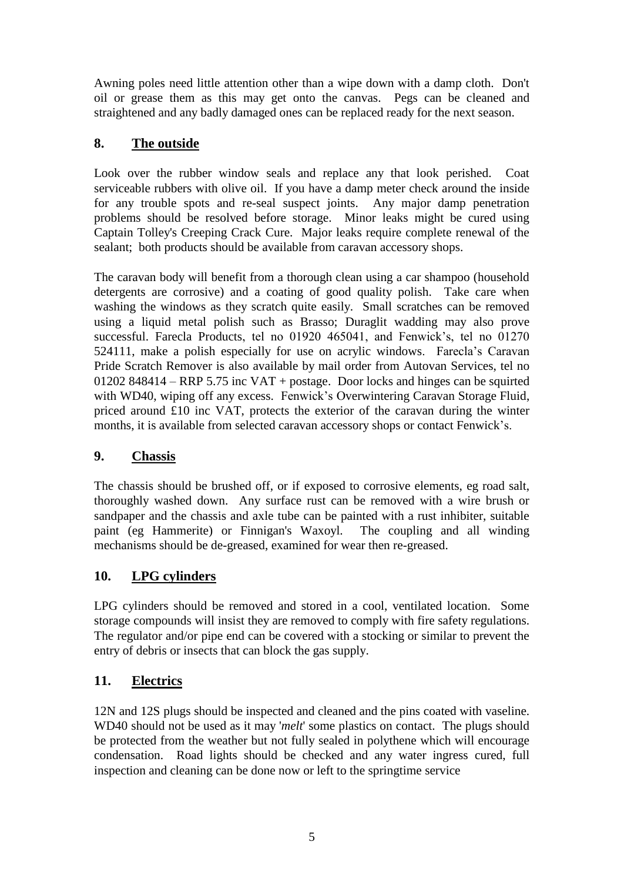Awning poles need little attention other than a wipe down with a damp cloth. Don't oil or grease them as this may get onto the canvas. Pegs can be cleaned and straightened and any badly damaged ones can be replaced ready for the next season.

## 8. <u>The outside</u>

Look over the rubber window seals and replace any that look perished. Coat serviceable rubbers with olive oil. If you have a damp meter check around the inside for any trouble spots and re-seal suspect joints. Any major damp penetration problems should be resolved before storage. Minor leaks might be cured using Captain Tolley's Creeping Crack Cure. Major leaks require complete renewal of the sealant; both products should be available from caravan accessory shops.

The caravan body will benefit from a thorough clean using a car shampoo (household detergents are corrosive) and a coating of good quality polish. Take care when washing the windows as they scratch quite easily. Small scratches can be removed using a liquid metal polish such as Brasso; Duraglit wadding may also prove successful. Farecla Products, tel no 01920 465041, and Fenwick's, tel no 01270 524111, make a polish especially for use on acrylic windows. Farecla's Caravan Pride Scratch Remover is also available by mail order from Autovan Services, tel no 01202 848414 – RRP 5.75 inc VAT + postage. Door locks and hinges can be squirted with WD40, wiping off any excess. Fenwick's Overwintering Caravan Storage Fluid, priced around £10 inc VAT, protects the exterior of the caravan during the winter months, it is available from selected caravan accessory shops or contact Fenwick's.

## 9. <u>Chassis</u>

The chassis should be brushed off, or if exposed to corrosive elements, eg road salt, thoroughly washed down. Any surface rust can be removed with a wire brush or sandpaper and the chassis and axle tube can be painted with a rust inhibiter, suitable paint (eg Hammerite) or Finnigan's Waxoyl. The coupling and all winding mechanisms should be de-greased, examined for wear then re-greased.

## 10. <u>LPG cylinders</u>

LPG cylinders should be removed and stored in a cool, ventilated location. Some storage compounds will insist they are removed to comply with fire safety regulations. The regulator and/or pipe end can be covered with a stocking or similar to prevent the entry of debris or insects that can block the gas supply.

## 11. <u>Electrics</u>

12N and 12S plugs should be inspected and cleaned and the pins coated with vaseline. WD40 should not be used as it may '*melt*' some plastics on contact. The plugs should be protected from the weather but not fully sealed in polythene which will encourage condensation. Road lights should be checked and any water ingress cured, full inspection and cleaning can be done now or left to the springtime service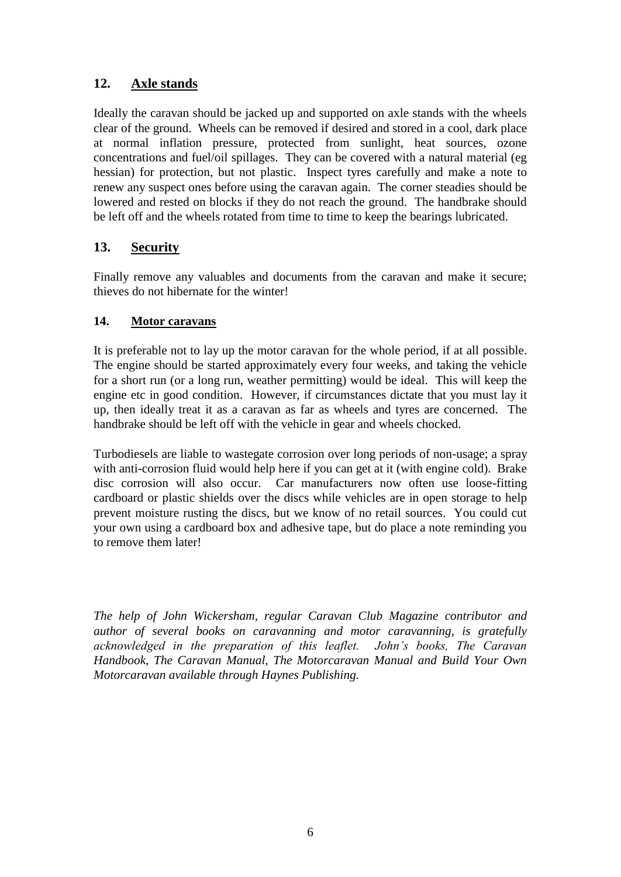## 12. Axle stands

Ideally the caravan should be jacked up and supported on axle stands with the wheels clear of the ground. Wheels can be removed if desired and stored in a cool, dark place at normal inflation pressure, protected from sunlight, heat sources, ozone concentrations and fuel/oil spillages. They can be covered with a natural material (eg hessian) for protection, but not plastic. Inspect tyres carefully and make a note to renew any suspect ones before using the caravan again. The corner steadies should be lowered and rested on blocks if they do not reach the ground. The handbrake should be left off and the wheels rotated from time to time to keep the bearings lubricated.

## 13. Security

Finally remove any valuables and documents from the caravan and make it secure; thieves do not hibernate for the winter!

## 14. Motor caravans

It is preferable not to lay up the motor caravan for the whole period, if at all possible. The engine should be started approximately every four weeks, and taking the vehicle for a short run (or a long run, weather permitting) would be ideal. This will keep the engine etc in good condition. However, if circumstances dictate that you must lay it up, then ideally treat it as a caravan as far as wheels and tyres are concerned. The handbrake should be left off with the vehicle in gear and wheels chocked.

Turbodiesels are liable to wastegate corrosion over long periods of non-usage; a spray with anti-corrosion fluid would help here if you can get at it (with engine cold). Brake disc corrosion will also occur. Car manufacturers now often use loose-fitting cardboard or plastic shields over the discs while vehicles are in open storage to help prevent moisture rusting the discs, but we know of no retail sources. You could cut your own using a cardboard box and adhesive tape, but do place a note reminding you to remove them later!

*The help of John Wickersham, regular Caravan Club Magazine contributor and author of several books on caravanning and motor caravanning, is gratefully acknowledged in the preparation of this leaflet. John's books, The Caravan Handbook, The Caravan Manual, The Motorcaravan Manual and Build Your Own Motorcaravan available through Haynes Publishing.*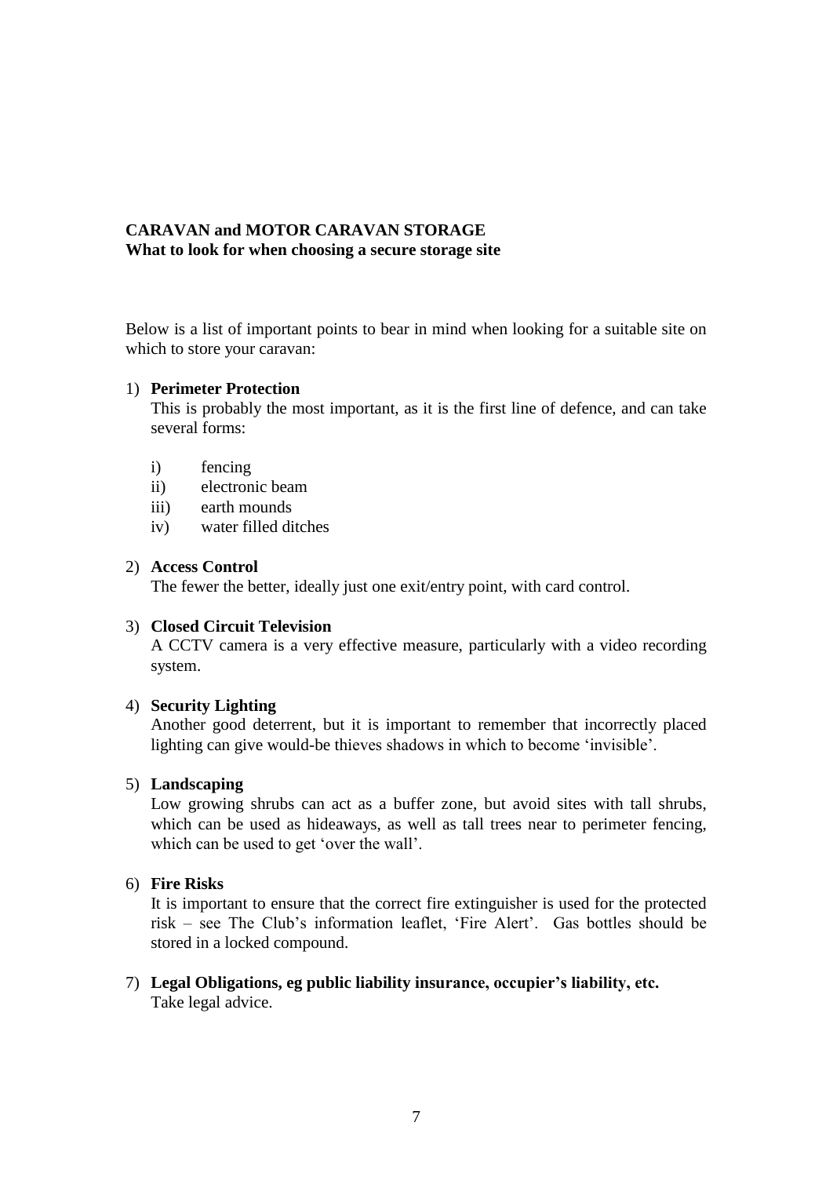**CARAVAN and MOTOR CARAVAN STORAGE**
**What to look for when choosing a secure storage site**

Below is a list of important points to bear in mind when looking for a suitable site on which to store your caravan:

1) **Perimeter Protection**
   This is probably the most important, as it is the first line of defence, and can take several forms:

   i) fencing
   ii) electronic beam
   iii) earth mounds
   iv) water filled ditches

2) **Access Control**
   The fewer the better, ideally just one exit/entry point, with card control.

3) **Closed Circuit Television**
   A CCTV camera is a very effective measure, particularly with a video recording system.

4) **Security Lighting**
   Another good deterrent, but it is important to remember that incorrectly placed lighting can give would-be thieves shadows in which to become 'invisible'.

5) **Landscaping**
   Low growing shrubs can act as a buffer zone, but avoid sites with tall shrubs, which can be used as hideaways, as well as tall trees near to perimeter fencing, which can be used to get 'over the wall'.

6) **Fire Risks**
   It is important to ensure that the correct fire extinguisher is used for the protected risk – see The Club's information leaflet, 'Fire Alert'. Gas bottles should be stored in a locked compound.

7) **Legal Obligations, eg public liability insurance, occupier's liability, etc.**
   Take legal advice.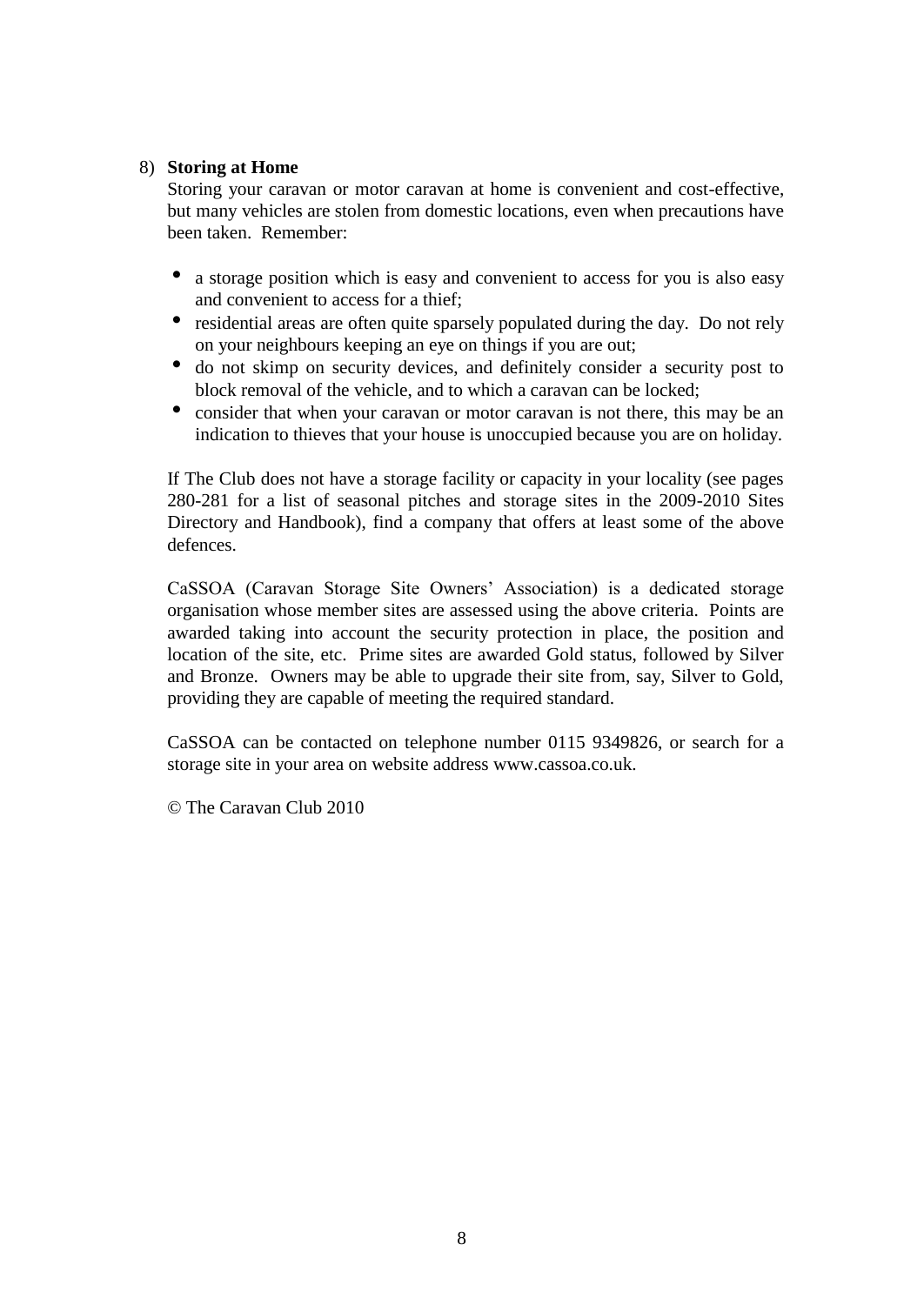8) **Storing at Home**

Storing your caravan or motor caravan at home is convenient and cost-effective, but many vehicles are stolen from domestic locations, even when precautions have been taken. Remember:

- a storage position which is easy and convenient to access for you is also easy and convenient to access for a thief;
- residential areas are often quite sparsely populated during the day. Do not rely on your neighbours keeping an eye on things if you are out;
- do not skimp on security devices, and definitely consider a security post to block removal of the vehicle, and to which a caravan can be locked;
- consider that when your caravan or motor caravan is not there, this may be an indication to thieves that your house is unoccupied because you are on holiday.

If The Club does not have a storage facility or capacity in your locality (see pages 280-281 for a list of seasonal pitches and storage sites in the 2009-2010 Sites Directory and Handbook), find a company that offers at least some of the above defences.

CaSSOA (Caravan Storage Site Owners' Association) is a dedicated storage organisation whose member sites are assessed using the above criteria. Points are awarded taking into account the security protection in place, the position and location of the site, etc. Prime sites are awarded Gold status, followed by Silver and Bronze. Owners may be able to upgrade their site from, say, Silver to Gold, providing they are capable of meeting the required standard.

CaSSOA can be contacted on telephone number 0115 9349826, or search for a storage site in your area on website address www.cassoa.co.uk.

© The Caravan Club 2010